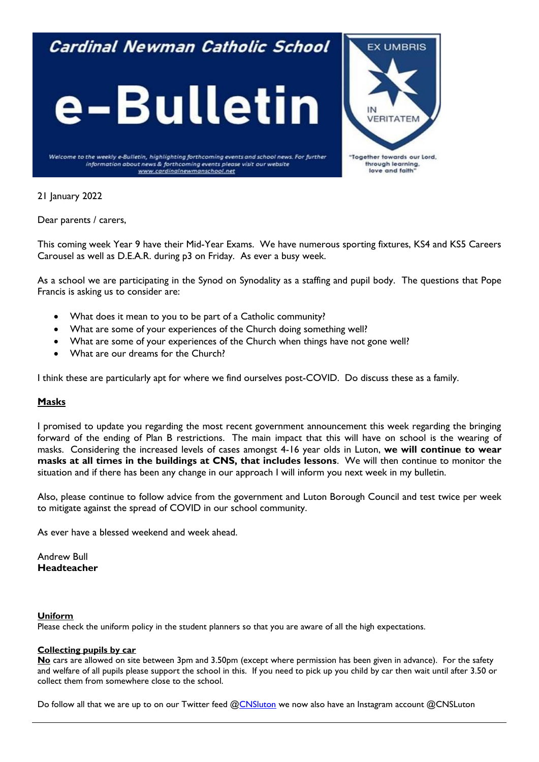# Cardinal Newman Catholic School

# e-Bulletin

*Welcome to the weekly e-Bulletin, highlighting forthcoming events and school news. For further information about news & forthcoming events please visit our website www.cardinalnewmanschool.net*

EX UMBRIS IN VERITATEM

"Together towards our Lord, through learning, love and faith"

21 January 2022

Dear parents / carers,

This coming week Year 9 have their Mid-Year Exams. We have numerous sporting fixtures, KS4 and KS5 Careers Carousel as well as D.E.A.R. during p3 on Friday. As ever a busy week.

As a school we are participating in the Synod on Synodality as a staffing and pupil body. The questions that Pope Francis is asking us to consider are:

- What does it mean to you to be part of a Catholic community?
- What are some of your experiences of the Church doing something well?
- What are some of your experiences of the Church when things have not gone well?
- What are our dreams for the Church?

I think these are particularly apt for where we find ourselves post-COVID. Do discuss these as a family.

## Masks

I promised to update you regarding the most recent government announcement this week regarding the bringing forward of the ending of Plan B restrictions. The main impact that this will have on school is the wearing of masks. Considering the increased levels of cases amongst 4-16 year olds in Luton, **we will continue to wear masks at all times in the buildings at CNS, that includes lessons**. We will then continue to monitor the situation and if there has been any change in our approach I will inform you next week in my bulletin.

Also, please continue to follow advice from the government and Luton Borough Council and test twice per week to mitigate against the spread of COVID in our school community.

As ever have a blessed weekend and week ahead.

Andrew Bull
**Headteacher**

## Uniform

Please check the uniform policy in the student planners so that you are aware of all the high expectations.

## Collecting pupils by car

**No** cars are allowed on site between 3pm and 3.50pm (except where permission has been given in advance). For the safety and welfare of all pupils please support the school in this. If you need to pick up you child by car then wait until after 3.50 or collect them from somewhere close to the school.

Do follow all that we are up to on our Twitter feed @CNSluton we now also have an Instagram account @CNSLuton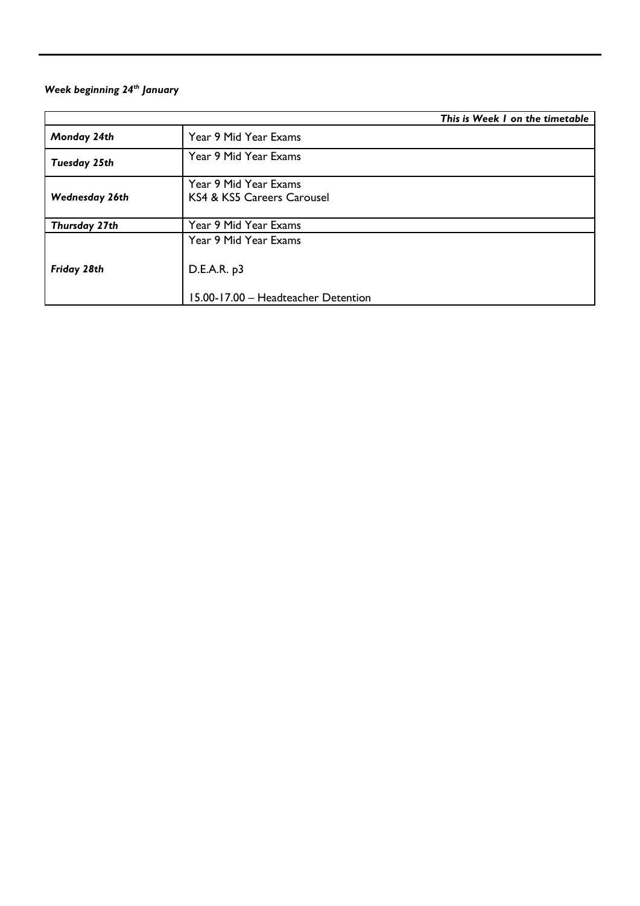***Week beginning 24th January***

| | |
|---|---|
| | ***This is Week 1 on the timetable*** |
| ***Monday 24th*** | Year 9 Mid Year Exams |
| ***Tuesday 25th*** | Year 9 Mid Year Exams |
| ***Wednesday 26th*** | Year 9 Mid Year Exams<br>KS4 & KS5 Careers Carousel |
| ***Thursday 27th*** | Year 9 Mid Year Exams |
| ***Friday 28th*** | Year 9 Mid Year Exams<br><br>D.E.A.R. p3<br><br>15.00-17.00 – Headteacher Detention |